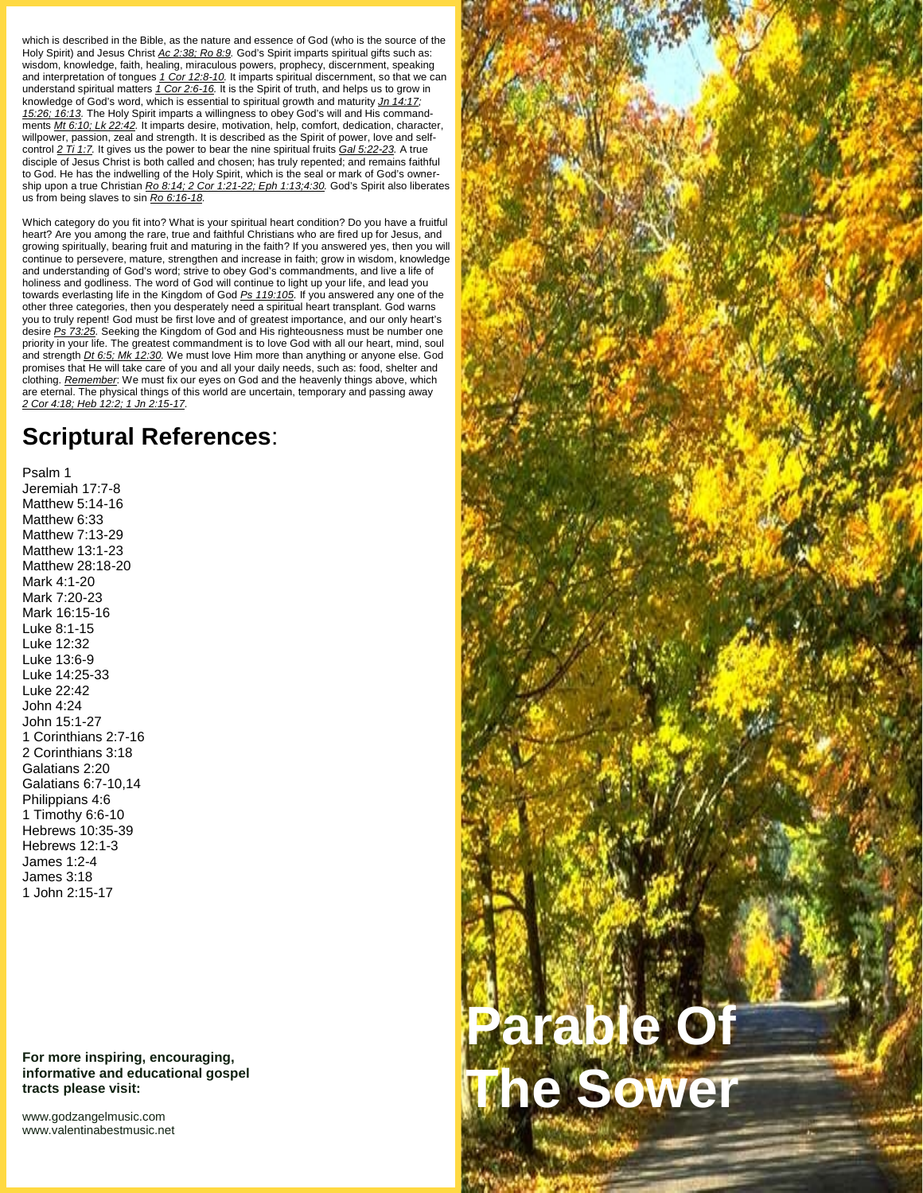which is described in the Bible, as the nature and essence of God (who is the source of the Holy Spirit) and Jesus Christ _Ac 2:38; Ro 8:9._ God's Spirit imparts spiritual gifts such as: wisdom, knowledge, faith, healing, miraculous powers, prophecy, discernment, speaking and interpretation of tongues _1 Cor 12:8-10._ It imparts spiritual discernment, so that we can understand spiritual matters _1 Cor 2:6-16._ It is the Spirit of truth, and helps us to grow in knowledge of God's word, which is essential to spiritual growth and maturity _Jn 14:17; 15:26; 16:13._ The Holy Spirit imparts a willingness to obey God's will and His commandments _Mt 6:10; Lk 22:42._ It imparts desire, motivation, help, comfort, dedication, character, willpower, passion, zeal and strength. It is described as the Spirit of power, love and self-control _2 Ti 1:7._ It gives us the power to bear the nine spiritual fruits _Gal 5:22-23._ A true disciple of Jesus Christ is both called and chosen; has truly repented; and remains faithful to God. He has the indwelling of the Holy Spirit, which is the seal or mark of God's ownership upon a true Christian _Ro 8:14; 2 Cor 1:21-22; Eph 1:13;4:30._ God's Spirit also liberates us from being slaves to sin _Ro 6:16-18._

Which category do you fit into? What is your spiritual heart condition? Do you have a fruitful heart? Are you among the rare, true and faithful Christians who are fired up for Jesus, and growing spiritually, bearing fruit and maturing in the faith? If you answered yes, then you will continue to persevere, mature, strengthen and increase in faith; grow in wisdom, knowledge and understanding of God's word; strive to obey God's commandments, and live a life of holiness and godliness. The word of God will continue to light up your life, and lead you towards everlasting life in the Kingdom of God _Ps 119:105._ If you answered any one of the other three categories, then you desperately need a spiritual heart transplant. God warns you to truly repent! God must be first love and of greatest importance, and our only heart's desire _Ps 73:25._ Seeking the Kingdom of God and His righteousness must be number one priority in your life. The greatest commandment is to love God with all our heart, mind, soul and strength _Dt 6:5; Mk 12:30._ We must love Him more than anything or anyone else. God promises that He will take care of you and all your daily needs, such as: food, shelter and clothing. _Remember_: We must fix our eyes on God and the heavenly things above, which are eternal. The physical things of this world are uncertain, temporary and passing away _2 Cor 4:18; Heb 12:2; 1 Jn 2:15-17._

## **Scriptural References**:

Psalm 1
Jeremiah 17:7-8
Matthew 5:14-16
Matthew 6:33
Matthew 7:13-29
Matthew 13:1-23
Matthew 28:18-20
Mark 4:1-20
Mark 7:20-23
Mark 16:15-16
Luke 8:1-15
Luke 12:32
Luke 13:6-9
Luke 14:25-33
Luke 22:42
John 4:24
John 15:1-27
1 Corinthians 2:7-16
2 Corinthians 3:18
Galatians 2:20
Galatians 6:7-10,14
Philippians 4:6
1 Timothy 6:6-10
Hebrews 10:35-39
Hebrews 12:1-3
James 1:2-4
James 3:18
1 John 2:15-17

**For more inspiring, encouraging, informative and educational gospel tracts please visit:**

www.godzangelmusic.com
www.valentinabestmusic.net

# Parable Of The Sower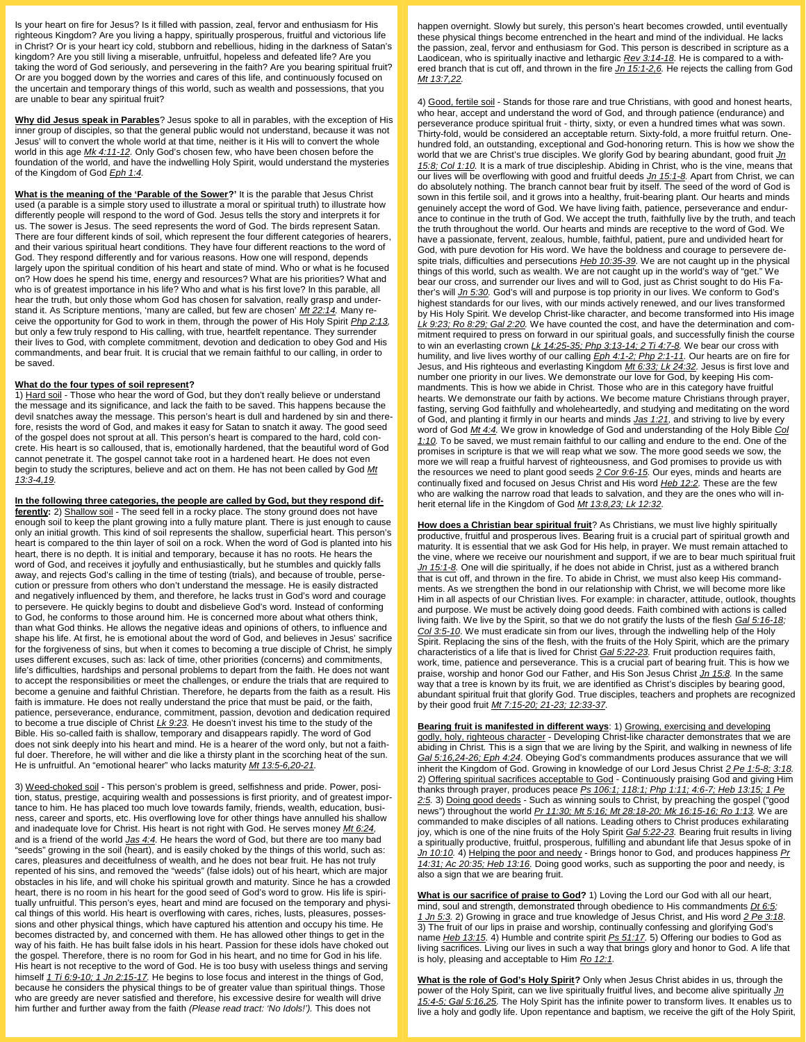Is your heart on fire for Jesus? Is it filled with passion, zeal, fervor and enthusiasm for His righteous Kingdom? Are you living a happy, spiritually prosperous, fruitful and victorious life in Christ? Or is your heart icy cold, stubborn and rebellious, hiding in the darkness of Satan's kingdom? Are you still living a miserable, unfruitful, hopeless and defeated life? Are you taking the word of God seriously, and persevering in the faith? Are you bearing spiritual fruit? Or are you bogged down by the worries and cares of this life, and continuously focused on the uncertain and temporary things of this world, such as wealth and possessions, that you are unable to bear any spiritual fruit?

**Why did Jesus speak in Parables**? Jesus spoke to all in parables, with the exception of His inner group of disciples, so that the general public would not understand, because it was not Jesus' will to convert the whole world at that time, neither is it His will to convert the whole world in this age *Mk 4:11-12.* Only God's chosen few, who have been chosen before the foundation of the world, and have the indwelling Holy Spirit, would understand the mysteries of the Kingdom of God *Eph 1:4*.

**What is the meaning of the 'Parable of the Sower?'** It is the parable that Jesus Christ used (a parable is a simple story used to illustrate a moral or spiritual truth) to illustrate how differently people will respond to the word of God. Jesus tells the story and interprets it for us. The sower is Jesus. The seed represents the word of God. The birds represent Satan. There are four different kinds of soil, which represent the four different categories of hearers, and their various spiritual heart conditions. They have four different reactions to the word of God. They respond differently and for various reasons. How one will respond, depends largely upon the spiritual condition of his heart and state of mind. Who or what is he focused on? How does he spend his time, energy and resources? What are his priorities? What and who is of greatest importance in his life? Who and what is his first love? In this parable, all hear the truth, but only those whom God has chosen for salvation, really grasp and understand it. As Scripture mentions, 'many are called, but few are chosen' *Mt 22:14.* Many receive the opportunity for God to work in them, through the power of His Holy Spirit *Php 2:13,* but only a few truly respond to His calling, with true, heartfelt repentance. They surrender their lives to God, with complete commitment, devotion and dedication to obey God and His commandments, and bear fruit. It is crucial that we remain faithful to our calling, in order to be saved.

**What do the four types of soil represent?**

1) Hard soil - Those who hear the word of God, but they don't really believe or understand the message and its significance, and lack the faith to be saved. This happens because the devil snatches away the message. This person's heart is dull and hardened by sin and therefore, resists the word of God, and makes it easy for Satan to snatch it away. The good seed of the gospel does not sprout at all. This person's heart is compared to the hard, cold concrete. His heart is so calloused, that is, emotionally hardened, that the beautiful word of God cannot penetrate it. The gospel cannot take root in a hardened heart. He does not even begin to study the scriptures, believe and act on them. He has not been called by God *Mt 13:3-4,19.*

**In the following three categories, the people are called by God, but they respond differently:** 2) Shallow soil - The seed fell in a rocky place. The stony ground does not have enough soil to keep the plant growing into a fully mature plant. There is just enough to cause only an initial growth. This kind of soil represents the shallow, superficial heart. This person's heart is compared to the thin layer of soil on a rock. When the word of God is planted into his heart, there is no depth. It is initial and temporary, because it has no roots. He hears the word of God, and receives it joyfully and enthusiastically, but he stumbles and quickly falls away, and rejects God's calling in the time of testing (trials), and because of trouble, persecution or pressure from others who don't understand the message. He is easily distracted and negatively influenced by them, and therefore, he lacks trust in God's word and courage to persevere. He quickly begins to doubt and disbelieve God's word. Instead of conforming to God, he conforms to those around him. He is concerned more about what others think, than what God thinks. He allows the negative ideas and opinions of others, to influence and shape his life. At first, he is emotional about the word of God, and believes in Jesus' sacrifice for the forgiveness of sins, but when it comes to becoming a true disciple of Christ, he simply uses different excuses, such as: lack of time, other priorities (concerns) and commitments, life's difficulties, hardships and personal problems to depart from the faith. He does not want to accept the responsibilities or meet the challenges, or endure the trials that are required to become a genuine and faithful Christian. Therefore, he departs from the faith as a result. His faith is immature. He does not really understand the price that must be paid, or the faith, patience, perseverance, endurance, commitment, passion, devotion and dedication required to become a true disciple of Christ *Lk 9:23.* He doesn't invest his time to the study of the Bible. His so-called faith is shallow, temporary and disappears rapidly. The word of God does not sink deeply into his heart and mind. He is a hearer of the word only, but not a faithful doer. Therefore, he will wither and die like a thirsty plant in the scorching heat of the sun. He is unfruitful. An "emotional hearer" who lacks maturity *Mt 13:5-6,20-21.*

3) Weed-choked soil - This person's problem is greed, selfishness and pride. Power, position, status, prestige, acquiring wealth and possessions is first priority, and of greatest importance to him. He has placed too much love towards family, friends, wealth, education, business, career and sports, etc. His overflowing love for other things have annulled his shallow and inadequate love for Christ. His heart is not right with God. He serves money *Mt 6:24,* and is a friend of the world *Jas 4:4.* He hears the word of God, but there are too many bad "seeds" growing in the soil (heart), and is easily choked by the things of this world, such as: cares, pleasures and deceitfulness of wealth, and he does not bear fruit. He has not truly repented of his sins, and removed the "weeds" (false idols) out of his heart, which are major obstacles in his life, and will choke his spiritual growth and maturity. Since he has a crowded heart, there is no room in his heart for the good seed of God's word to grow. His life is spiritually unfruitful. This person's eyes, heart and mind are focused on the temporary and physical things of this world. His heart is overflowing with cares, riches, lusts, pleasures, possessions and other physical things, which have captured his attention and occupy his time. He becomes distracted by, and concerned with them. He has allowed other things to get in the way of his faith. He has built false idols in his heart. Passion for these idols have choked out the gospel. Therefore, there is no room for God in his heart, and no time for God in his life. His heart is not receptive to the word of God. He is too busy with useless things and serving himself *1 Ti 6:9-10; 1 Jn 2:15-17.* He begins to lose focus and interest in the things of God, because he considers the physical things to be of greater value than spiritual things. Those who are greedy are never satisfied and therefore, his excessive desire for wealth will drive him further and further away from the faith *(Please read tract: 'No Idols!').* This does not happen overnight. Slowly but surely, this person's heart becomes crowded, until eventually these physical things become entrenched in the heart and mind of the individual. He lacks the passion, zeal, fervor and enthusiasm for God. This person is described in scripture as a Laodicean, who is spiritually inactive and lethargic *Rev 3:14-18.* He is compared to a withered branch that is cut off, and thrown in the fire *Jn 15:1-2,6.* He rejects the calling from God *Mt 13:7,22.*

4) Good, fertile soil - Stands for those rare and true Christians, with good and honest hearts, who hear, accept and understand the word of God, and through patience (endurance) and perseverance produce spiritual fruit - thirty, sixty, or even a hundred times what was sown. Thirty-fold, would be considered an acceptable return. Sixty-fold, a more fruitful return. One-hundred fold, an outstanding, exceptional and God-honoring return. This is how we show the world that we are Christ's true disciples. We glorify God by bearing abundant, good fruit *Jn 15:8; Col 1:10.* It is a mark of true discipleship. Abiding in Christ, who is the vine, means that our lives will be overflowing with good and fruitful deeds *Jn 15:1-8.* Apart from Christ, we can do absolutely nothing. The branch cannot bear fruit by itself. The seed of the word of God is sown in this fertile soil, and it grows into a healthy, fruit-bearing plant. Our hearts and minds genuinely accept the word of God. We have living faith, patience, perseverance and endurance to continue in the truth of God. We accept the truth, faithfully live by the truth, and teach the truth throughout the world. Our hearts and minds are receptive to the word of God. We have a passionate, fervent, zealous, humble, faithful, patient, pure and undivided heart for God, with pure devotion for His word. We have the boldness and courage to persevere despite trials, difficulties and persecutions *Heb 10:35-39.* We are not caught up in the physical things of this world, such as wealth. We are not caught up in the world's way of "get." We bear our cross, and surrender our lives and will to God, just as Christ sought to do His Father's will *Jn 5:30.* God's will and purpose is top priority in our lives. We conform to God's highest standards for our lives, with our minds actively renewed, and our lives transformed by His Holy Spirit. We develop Christ-like character, and become transformed into His image *Lk 9:23; Ro 8:29; Gal 2:20.* We have counted the cost, and have the determination and commitment required to press on forward in our spiritual goals, and successfully finish the course to win an everlasting crown *Lk 14:25-35; Php 3:13-14; 2 Ti 4:7-8.* We bear our cross with humility, and live lives worthy of our calling *Eph 4:1-2; Php 2:1-11.* Our hearts are on fire for Jesus, and His righteous and everlasting Kingdom *Mt 6:33; Lk 24:32.* Jesus is first love and number one priority in our lives. We demonstrate our love for God, by keeping His commandments. This is how we abide in Christ. Those who are in this category have fruitful hearts. We demonstrate our faith by actions. We become mature Christians through prayer, fasting, serving God faithfully and wholeheartedly, and studying and meditating on the word of God, and planting it firmly in our hearts and minds *Jas 1:21,* and striving to live by every word of God *Mt 4:4.* We grow in knowledge of God and understanding of the Holy Bible *Col 1:10.* To be saved, we must remain faithful to our calling and endure to the end. One of the promises in scripture is that we will reap what we sow. The more good seeds we sow, the more we will reap a fruitful harvest of righteousness, and God promises to provide us with the resources we need to plant good seeds *2 Cor 9:6-15.* Our eyes, minds and hearts are continually fixed and focused on Jesus Christ and His word *Heb 12:2.* These are the few who are walking the narrow road that leads to salvation, and they are the ones who will inherit eternal life in the Kingdom of God *Mt 13:8,23; Lk 12:32.*

**How does a Christian bear spiritual fruit**? As Christians, we must live highly spiritually productive, fruitful and prosperous lives. Bearing fruit is a crucial part of spiritual growth and maturity. It is essential that we ask God for His help, in prayer. We must remain attached to the vine, where we receive our nourishment and support, if we are to bear much spiritual fruit *Jn 15:1-8.* One will die spiritually, if he does not abide in Christ, just as a withered branch that is cut off, and thrown in the fire. To abide in Christ, we must also keep His commandments. As we strengthen the bond in our relationship with Christ, we will become more like Him in all aspects of our Christian lives. For example: in character, attitude, outlook, thoughts and purpose. We must be actively doing good deeds. Faith combined with actions is called living faith. We live by the Spirit, so that we do not gratify the lusts of the flesh *Gal 5:16-18; Col 3:5-10.* We must eradicate sin from our lives, through the indwelling help of the Holy Spirit. Replacing the sins of the flesh, with the fruits of the Holy Spirit, which are the primary characteristics of a life that is lived for Christ *Gal 5:22-23.* Fruit production requires faith, work, time, patience and perseverance. This is a crucial part of bearing fruit. This is how we praise, worship and honor God our Father, and His Son Jesus Christ *Jn 15:8.* In the same way that a tree is known by its fruit, we are identified as Christ's disciples by bearing good, abundant spiritual fruit that glorify God. True disciples, teachers and prophets are recognized by their good fruit *Mt 7:15-20; 21-23; 12:33-37.*

**Bearing fruit is manifested in different ways**: 1) Growing, exercising and developing godly, holy, righteous character - Developing Christ-like character demonstrates that we are abiding in Christ. This is a sign that we are living by the Spirit, and walking in newness of life *Gal 5:16,24-26; Eph 4:24.* Obeying God's commandments produces assurance that we will inherit the Kingdom of God. Growing in knowledge of our Lord Jesus Christ *2 Pe 1:5-8; 3:18.* 2) Offering spiritual sacrifices acceptable to God - Continuously praising God and giving Him thanks through prayer, produces peace *Ps 106:1; 118:1; Php 1:11; 4:6-7; Heb 13:15; 1 Pe 2:5.* 3) Doing good deeds - Such as winning souls to Christ, by preaching the gospel ("good news") throughout the world *Pr 11:30; Mt 5:16; Mt 28:18-20; Mk 16:15-16; Ro 1:13.* We are commanded to make disciples of all nations. Leading others to Christ produces exhilarating joy, which is one of the nine fruits of the Holy Spirit *Gal 5:22-23.* Bearing fruit results in living a spiritually productive, fruitful, prosperous, fulfilling and abundant life that Jesus spoke of in *Jn 10:10.* 4) Helping the poor and needy - Brings honor to God, and produces happiness *Pr 14:31; Ac 20:35; Heb 13:16.* Doing good works, such as supporting the poor and needy, is also a sign that we are bearing fruit.

**What is our sacrifice of praise to God?** 1) Loving the Lord our God with all our heart, mind, soul and strength, demonstrated through obedience to His commandments *Dt 6:5; 1 Jn 5:3.* 2) Growing in grace and true knowledge of Jesus Christ, and His word *2 Pe 3:18.* 3) The fruit of our lips in praise and worship, continually confessing and glorifying God's name *Heb 13:15.* 4) Humble and contrite spirit *Ps 51:17.* 5) Offering our bodies to God as living sacrifices. Living our lives in such a way that brings glory and honor to God. A life that is holy, pleasing and acceptable to Him *Ro 12:1.*

**What is the role of God's Holy Spirit?** Only when Jesus Christ abides in us, through the power of the Holy Spirit, can we live spiritually fruitful lives, and become alive spiritually *Jn 15:4-5; Gal 5:16,25.* The Holy Spirit has the infinite power to transform lives. It enables us to live a holy and godly life. Upon repentance and baptism, we receive the gift of the Holy Spirit,